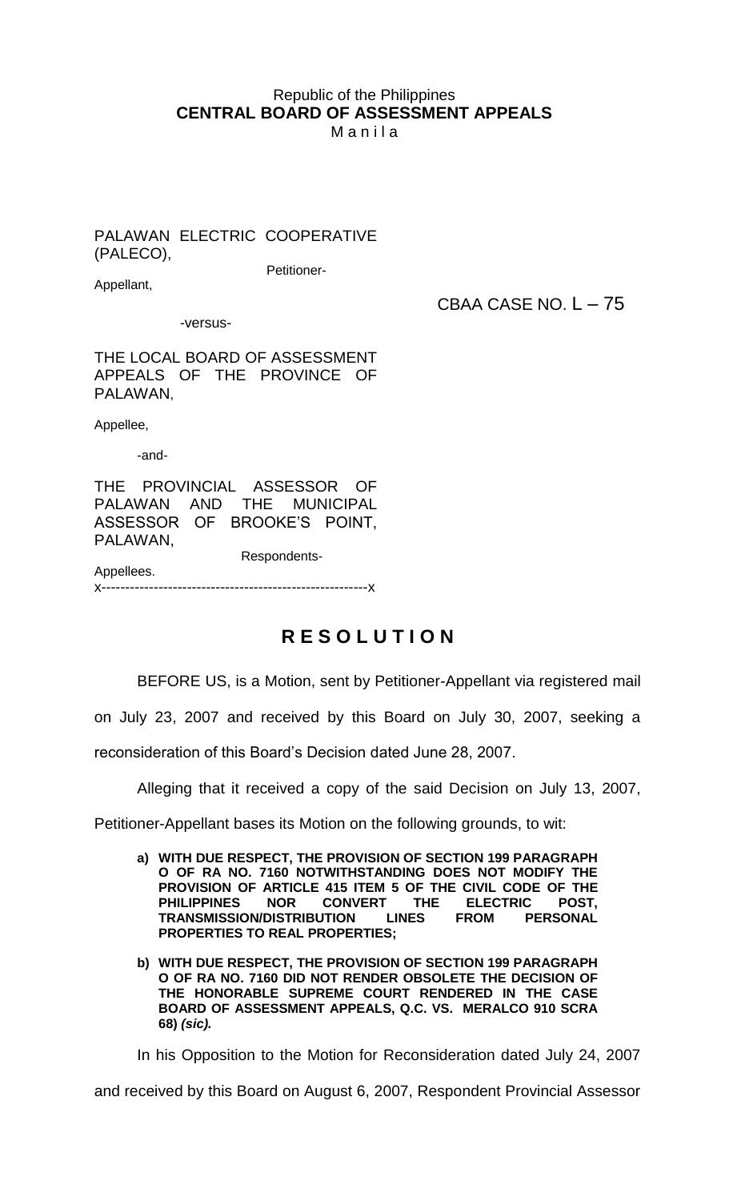Republic of the Philippines
**CENTRAL BOARD OF ASSESSMENT APPEALS**
M a n i l a

PALAWAN ELECTRIC COOPERATIVE (PALECO),
Petitioner-Appellant,

CBAA CASE NO. L – 75

-versus-

THE LOCAL BOARD OF ASSESSMENT APPEALS OF THE PROVINCE OF PALAWAN,

Appellee,

-and-

THE PROVINCIAL ASSESSOR OF PALAWAN AND THE MUNICIPAL ASSESSOR OF BROOKE'S POINT, PALAWAN,
Respondents-Appellees.

x--------------------------------------------------------x

## R E S O L U T I O N

BEFORE US, is a Motion, sent by Petitioner-Appellant via registered mail on July 23, 2007 and received by this Board on July 30, 2007, seeking a reconsideration of this Board's Decision dated June 28, 2007.

Alleging that it received a copy of the said Decision on July 13, 2007, Petitioner-Appellant bases its Motion on the following grounds, to wit:

a) **WITH DUE RESPECT, THE PROVISION OF SECTION 199 PARAGRAPH O OF RA NO. 7160 NOTWITHSTANDING DOES NOT MODIFY THE PROVISION OF ARTICLE 415 ITEM 5 OF THE CIVIL CODE OF THE PHILIPPINES NOR CONVERT THE ELECTRIC POST, TRANSMISSION/DISTRIBUTION LINES FROM PERSONAL PROPERTIES TO REAL PROPERTIES;**

b) **WITH DUE RESPECT, THE PROVISION OF SECTION 199 PARAGRAPH O OF RA NO. 7160 DID NOT RENDER OBSOLETE THE DECISION OF THE HONORABLE SUPREME COURT RENDERED IN THE CASE BOARD OF ASSESSMENT APPEALS, Q.C. VS. MERALCO 910 SCRA 68)** ***(sic).***

In his Opposition to the Motion for Reconsideration dated July 24, 2007 and received by this Board on August 6, 2007, Respondent Provincial Assessor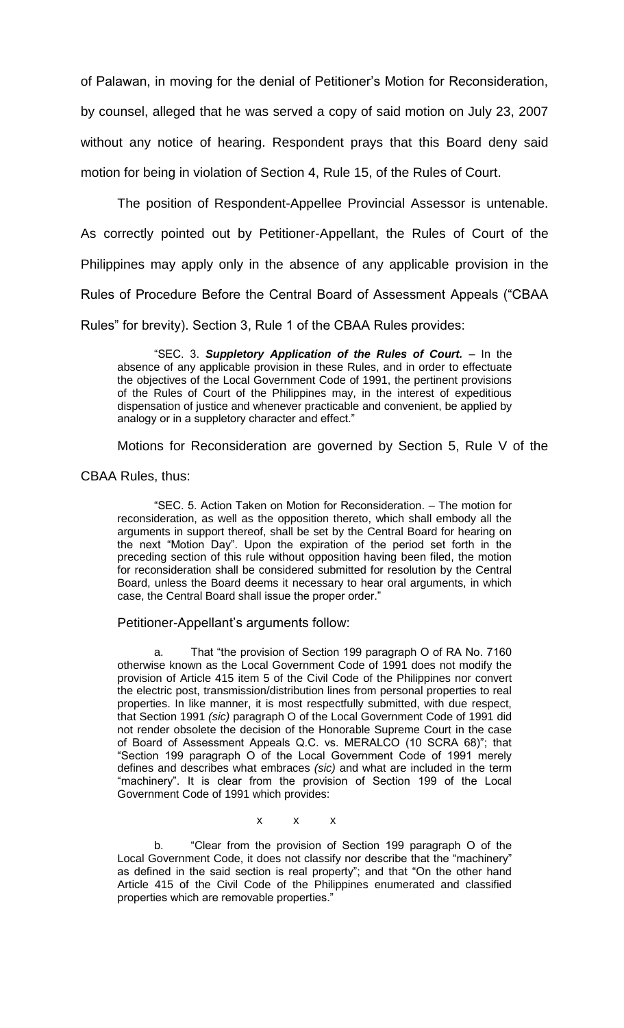of Palawan, in moving for the denial of Petitioner's Motion for Reconsideration, by counsel, alleged that he was served a copy of said motion on July 23, 2007 without any notice of hearing. Respondent prays that this Board deny said motion for being in violation of Section 4, Rule 15, of the Rules of Court.

The position of Respondent-Appellee Provincial Assessor is untenable. As correctly pointed out by Petitioner-Appellant, the Rules of Court of the Philippines may apply only in the absence of any applicable provision in the Rules of Procedure Before the Central Board of Assessment Appeals ("CBAA Rules" for brevity). Section 3, Rule 1 of the CBAA Rules provides:

> "SEC. 3. ***Suppletory Application of the Rules of Court.*** – In the absence of any applicable provision in these Rules, and in order to effectuate the objectives of the Local Government Code of 1991, the pertinent provisions of the Rules of Court of the Philippines may, in the interest of expeditious dispensation of justice and whenever practicable and convenient, be applied by analogy or in a suppletory character and effect."

Motions for Reconsideration are governed by Section 5, Rule V of the CBAA Rules, thus:

> "SEC. 5. Action Taken on Motion for Reconsideration. – The motion for reconsideration, as well as the opposition thereto, which shall embody all the arguments in support thereof, shall be set by the Central Board for hearing on the next "Motion Day". Upon the expiration of the period set forth in the preceding section of this rule without opposition having been filed, the motion for reconsideration shall be considered submitted for resolution by the Central Board, unless the Board deems it necessary to hear oral arguments, in which case, the Central Board shall issue the proper order."

Petitioner-Appellant's arguments follow:

> a. That "the provision of Section 199 paragraph O of RA No. 7160 otherwise known as the Local Government Code of 1991 does not modify the provision of Article 415 item 5 of the Civil Code of the Philippines nor convert the electric post, transmission/distribution lines from personal properties to real properties. In like manner, it is most respectfully submitted, with due respect, that Section 1991 *(sic)* paragraph O of the Local Government Code of 1991 did not render obsolete the decision of the Honorable Supreme Court in the case of Board of Assessment Appeals Q.C. vs. MERALCO (10 SCRA 68)"; that "Section 199 paragraph O of the Local Government Code of 1991 merely defines and describes what embraces *(sic)* and what are included in the term "machinery". It is clear from the provision of Section 199 of the Local Government Code of 1991 which provides:
>
> x x x
>
> b. "Clear from the provision of Section 199 paragraph O of the Local Government Code, it does not classify nor describe that the "machinery" as defined in the said section is real property"; and that "On the other hand Article 415 of the Civil Code of the Philippines enumerated and classified properties which are removable properties."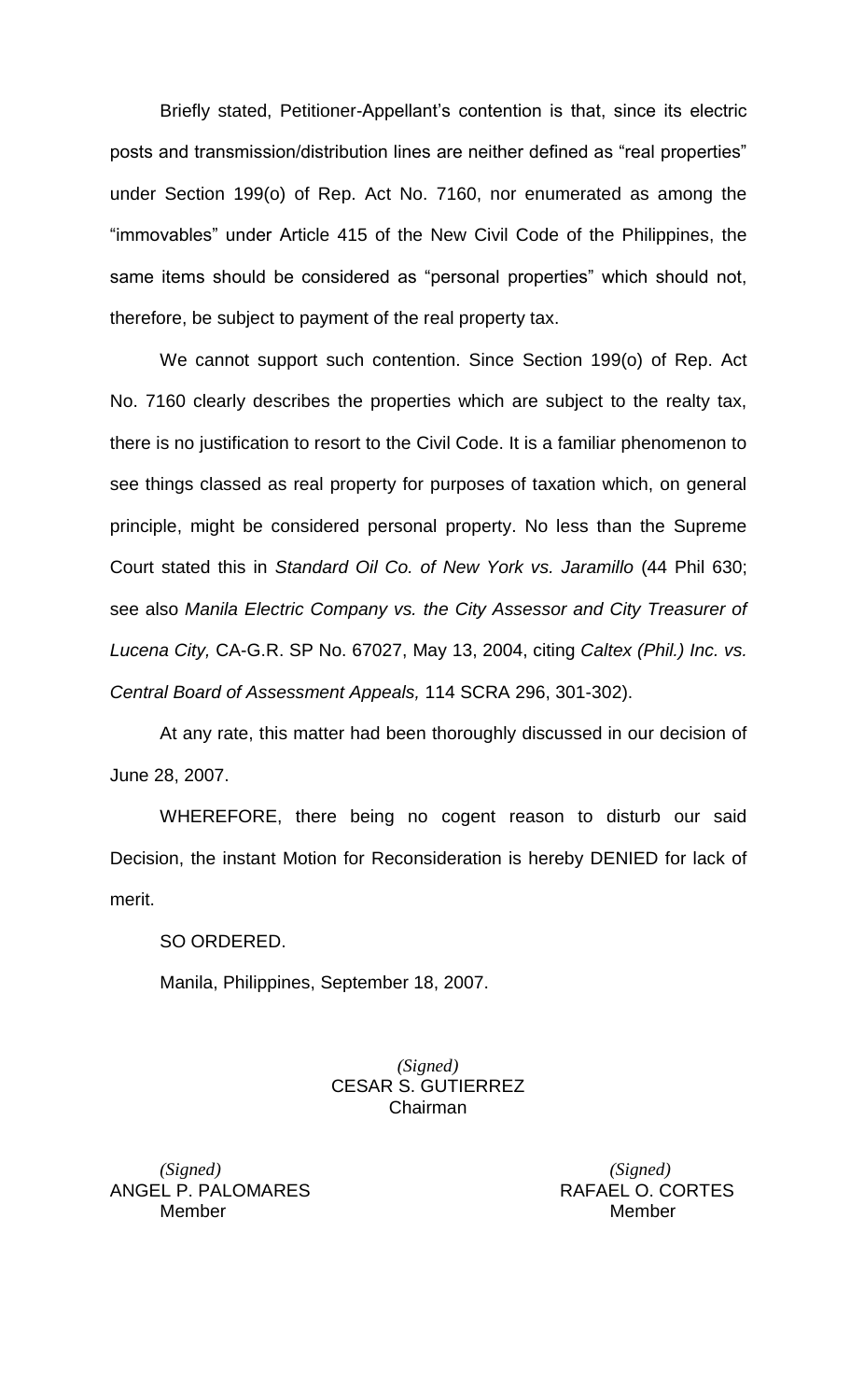Briefly stated, Petitioner-Appellant's contention is that, since its electric posts and transmission/distribution lines are neither defined as "real properties" under Section 199(o) of Rep. Act No. 7160, nor enumerated as among the "immovables" under Article 415 of the New Civil Code of the Philippines, the same items should be considered as "personal properties" which should not, therefore, be subject to payment of the real property tax.

We cannot support such contention. Since Section 199(o) of Rep. Act No. 7160 clearly describes the properties which are subject to the realty tax, there is no justification to resort to the Civil Code. It is a familiar phenomenon to see things classed as real property for purposes of taxation which, on general principle, might be considered personal property. No less than the Supreme Court stated this in *Standard Oil Co. of New York vs. Jaramillo* (44 Phil 630; see also *Manila Electric Company vs. the City Assessor and City Treasurer of Lucena City,* CA-G.R. SP No. 67027, May 13, 2004, citing *Caltex (Phil.) Inc. vs. Central Board of Assessment Appeals,* 114 SCRA 296, 301-302).

At any rate, this matter had been thoroughly discussed in our decision of June 28, 2007.

WHEREFORE, there being no cogent reason to disturb our said Decision, the instant Motion for Reconsideration is hereby DENIED for lack of merit.

SO ORDERED.

Manila, Philippines, September 18, 2007.

*(Signed)*
CESAR S. GUTIERREZ
Chairman

*(Signed)*
ANGEL P. PALOMARES
Member

*(Signed)*
RAFAEL O. CORTES
Member